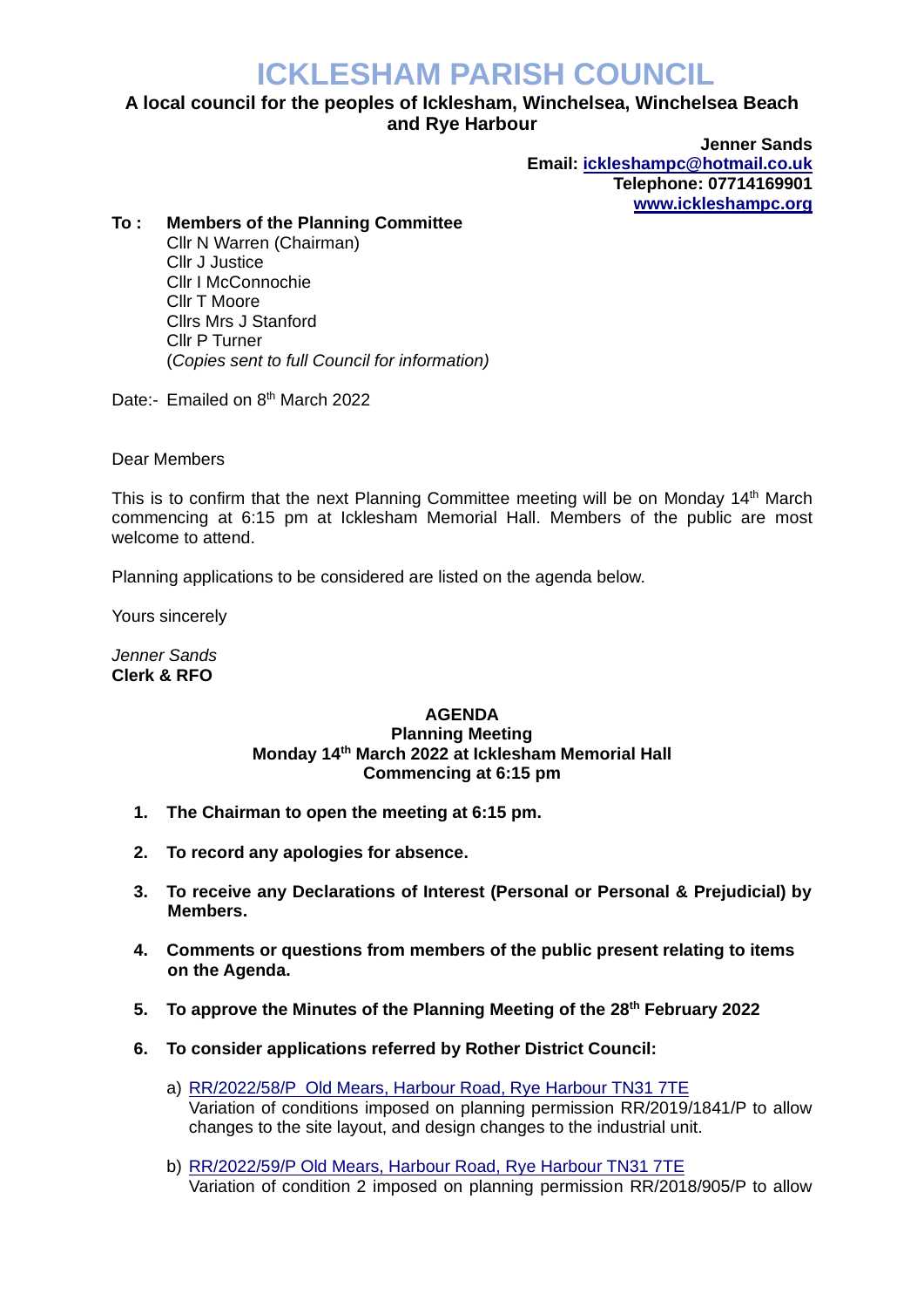# ICKLESHAM PARISH COUNCIL

**A local council for the peoples of Icklesham, Winchelsea, Winchelsea Beach and Rye Harbour**

**Jenner Sands**
**Email: [ickleshampc@hotmail.co.uk](mailto:ickleshampc@hotmail.co.uk)**
**Telephone: 07714169901**
**[www.ickleshampc.org](http://www.ickleshampc.org)**

**To : Members of the Planning Committee**
Cllr N Warren (Chairman)
Cllr J Justice
Cllr I McConnochie
Cllr T Moore
Cllrs Mrs J Stanford
Cllr P Turner
(*Copies sent to full Council for information)*

Date:- Emailed on 8th March 2022

Dear Members

This is to confirm that the next Planning Committee meeting will be on Monday 14th March commencing at 6:15 pm at Icklesham Memorial Hall. Members of the public are most welcome to attend.

Planning applications to be considered are listed on the agenda below.

Yours sincerely

*Jenner Sands*
**Clerk & RFO**

**AGENDA**
**Planning Meeting**
**Monday 14th March 2022 at Icklesham Memorial Hall**
**Commencing at 6:15 pm**

1. **The Chairman to open the meeting at 6:15 pm.**
2. **To record any apologies for absence.**
3. **To receive any Declarations of Interest (Personal or Personal & Prejudicial) by Members.**
4. **Comments or questions from members of the public present relating to items on the Agenda.**
5. **To approve the Minutes of the Planning Meeting of the 28th February 2022**
6. **To consider applications referred by Rother District Council:**
   a) RR/2022/58/P Old Mears, Harbour Road, Rye Harbour TN31 7TE
   Variation of conditions imposed on planning permission RR/2019/1841/P to allow changes to the site layout, and design changes to the industrial unit.
   b) RR/2022/59/P Old Mears, Harbour Road, Rye Harbour TN31 7TE
   Variation of condition 2 imposed on planning permission RR/2018/905/P to allow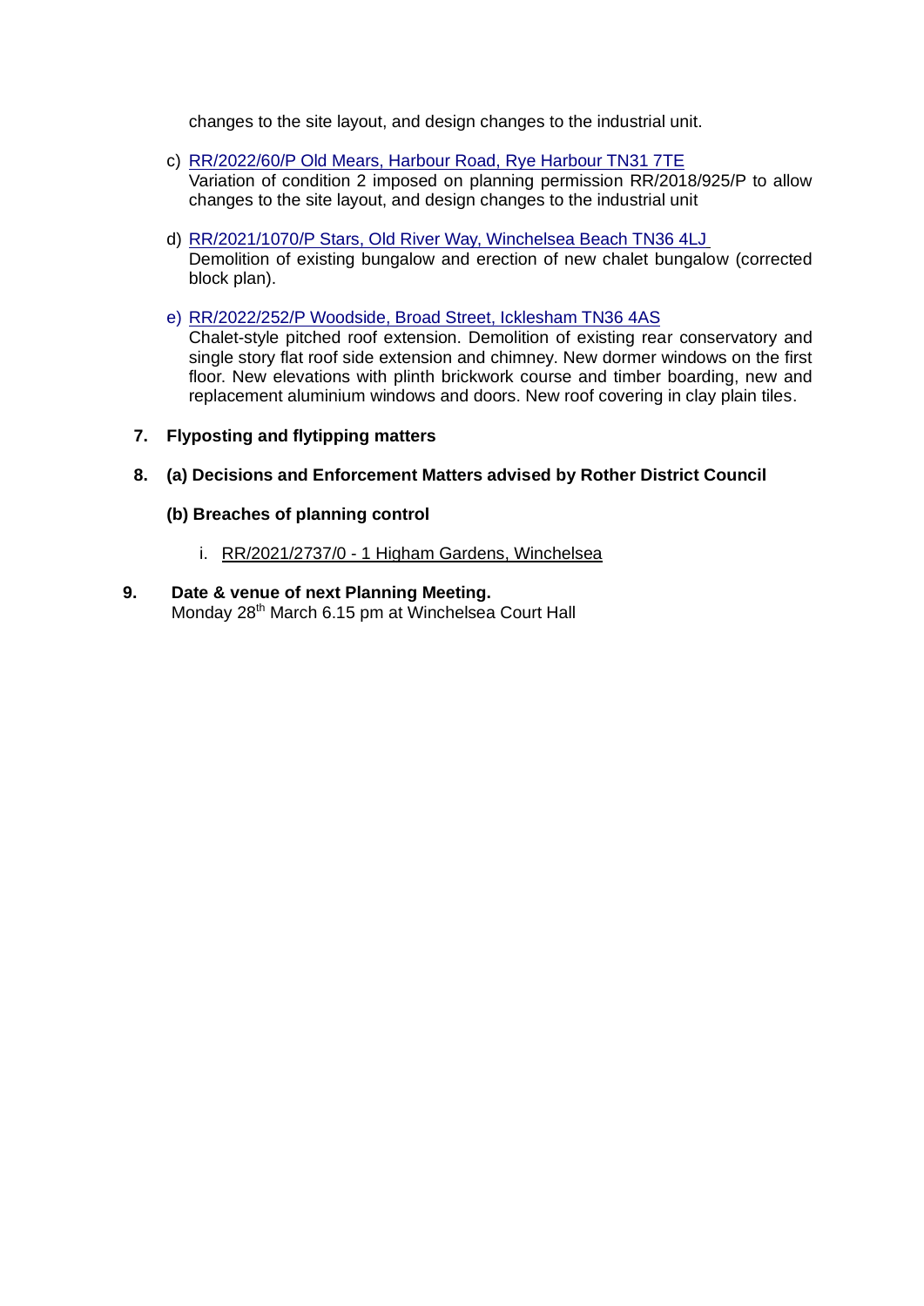changes to the site layout, and design changes to the industrial unit.

c) RR/2022/60/P Old Mears, Harbour Road, Rye Harbour TN31 7TE
   Variation of condition 2 imposed on planning permission RR/2018/925/P to allow changes to the site layout, and design changes to the industrial unit

d) RR/2021/1070/P Stars, Old River Way, Winchelsea Beach TN36 4LJ
   Demolition of existing bungalow and erection of new chalet bungalow (corrected block plan).

e) RR/2022/252/P Woodside, Broad Street, Icklesham TN36 4AS
   Chalet-style pitched roof extension. Demolition of existing rear conservatory and single story flat roof side extension and chimney. New dormer windows on the first floor. New elevations with plinth brickwork course and timber boarding, new and replacement aluminium windows and doors. New roof covering in clay plain tiles.

**7. Flyposting and flytipping matters**

**8. (a) Decisions and Enforcement Matters advised by Rother District Council**

**(b) Breaches of planning control**

i. RR/2021/2737/0 - 1 Higham Gardens, Winchelsea

**9. Date & venue of next Planning Meeting.**
Monday 28th March 6.15 pm at Winchelsea Court Hall